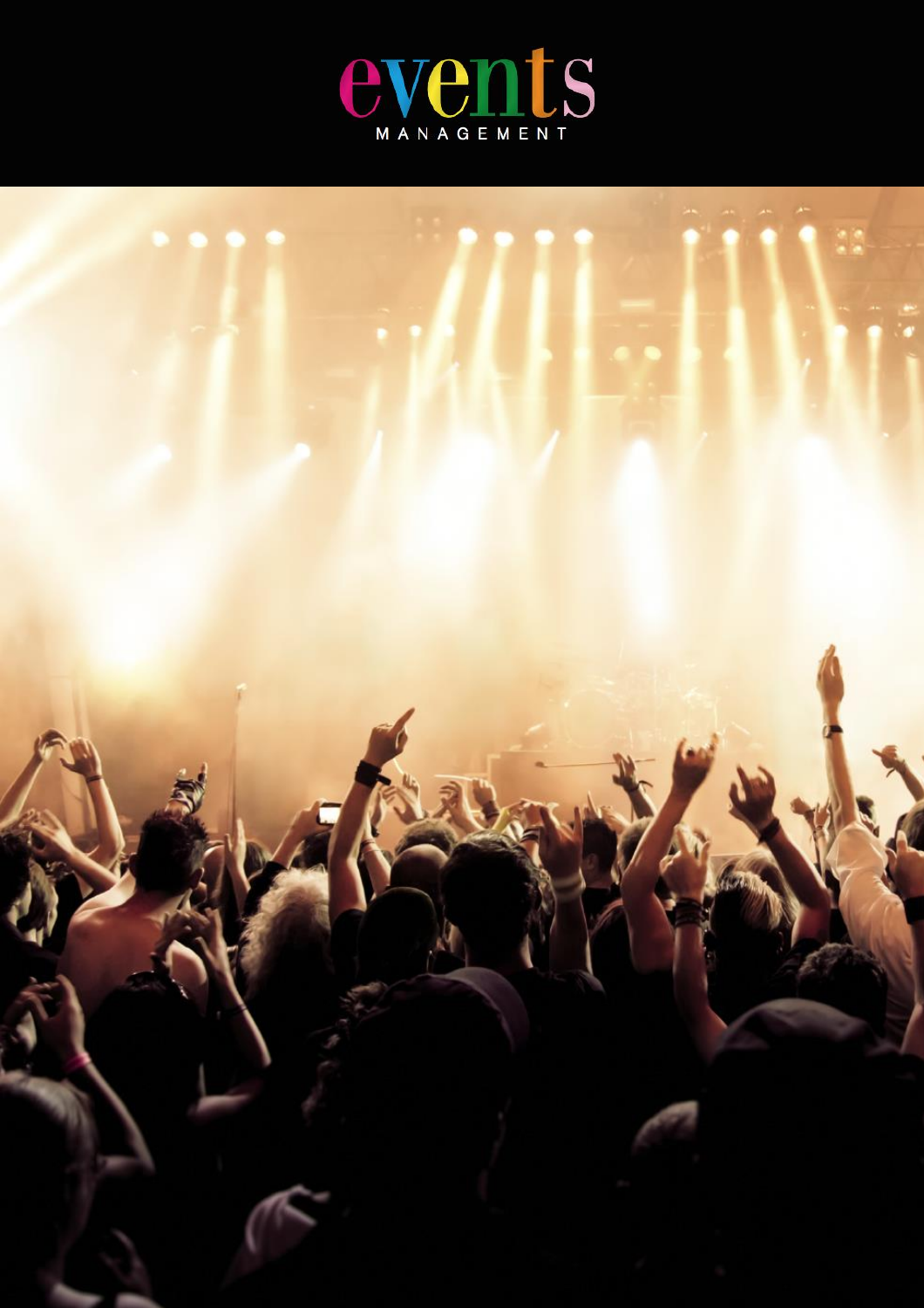events

MANAGEMENT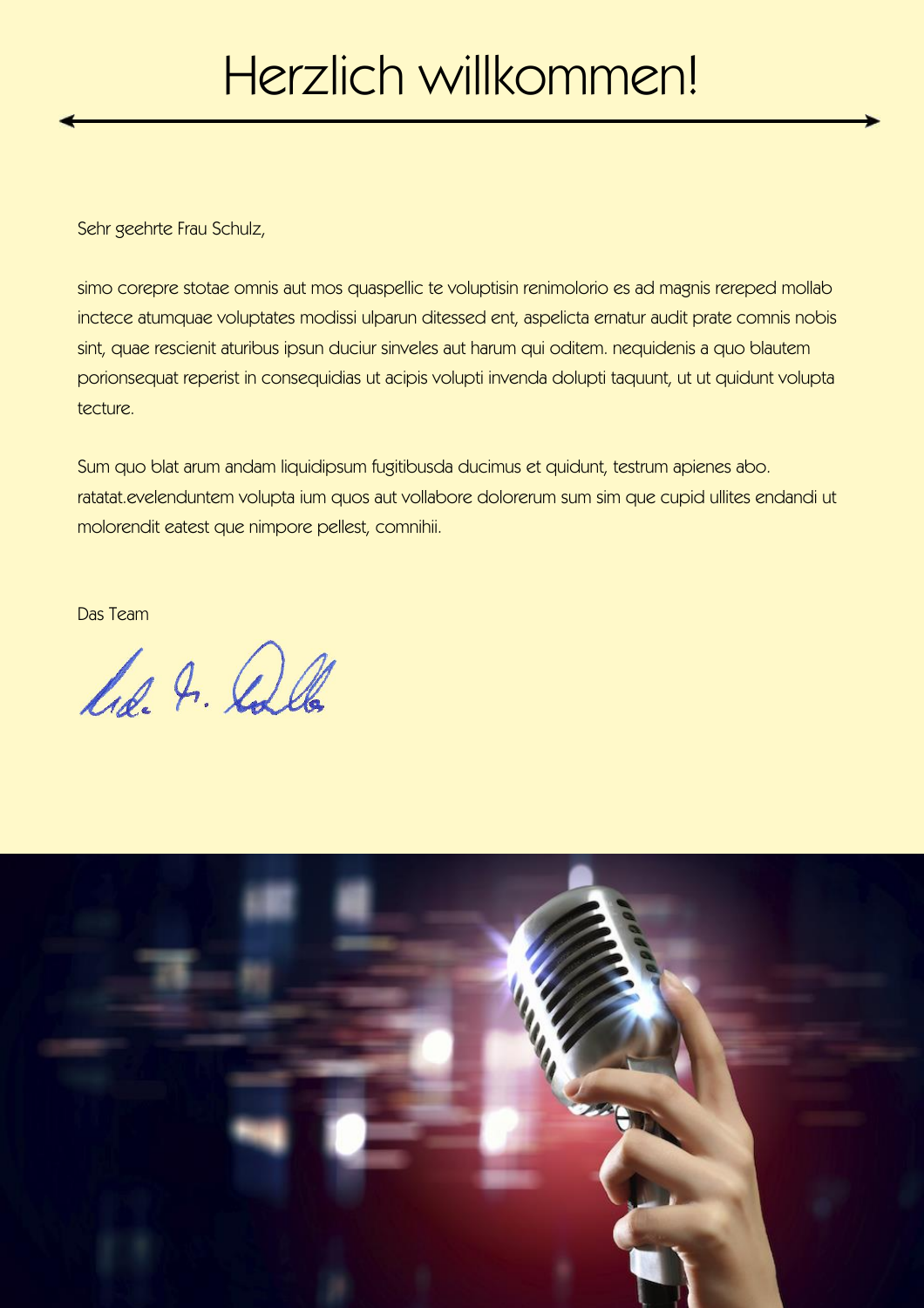# Herzlich willkommen!

Sehr geehrte Frau Schulz,

simo corepre stotae omnis aut mos quaspellic te voluptisin renimolorio es ad magnis rereped mollab inctece atumquae voluptates modissi ulparun ditessed ent, aspelicta ernatur audit prate comnis nobis sint, quae rescienit aturibus ipsun duciur sinveles aut harum qui oditem. nequidenis a quo blautem porionsequat reperist in consequidias ut acipis volupti invenda dolupti taquunt, ut ut quidunt volupta tecture.

Sum quo blat arum andam liquidipsum fugitibusda ducimus et quidunt, testrum apienes abo. ratatat.evelenduntem volupta ium quos aut vollabore dolorerum sum sim que cupid ullites endandi ut molorendit eatest que nimpore pellest, comnihii.

Das Team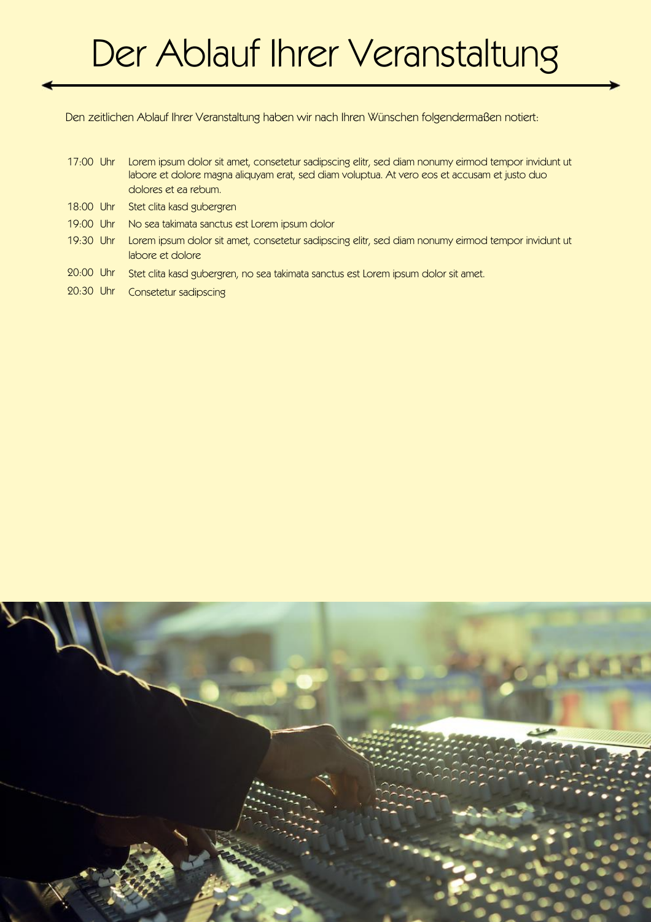# Der Ablauf Ihrer Veranstaltung

Den zeitlichen Ablauf Ihrer Veranstaltung haben wir nach Ihren Wünschen folgendermaßen notiert:

| | |
|---|---|
| 17:00 Uhr | Lorem ipsum dolor sit amet, consetetur sadipscing elitr, sed diam nonumy eirmod tempor invidunt ut labore et dolore magna aliquyam erat, sed diam voluptua. At vero eos et accusam et justo duo dolores et ea rebum. |
| 18:00 Uhr | Stet clita kasd gubergren |
| 19:00 Uhr | No sea takimata sanctus est Lorem ipsum dolor |
| 19:30 Uhr | Lorem ipsum dolor sit amet, consetetur sadipscing elitr, sed diam nonumy eirmod tempor invidunt ut labore et dolore |
| 20:00 Uhr | Stet clita kasd gubergren, no sea takimata sanctus est Lorem ipsum dolor sit amet. |
| 20:30 Uhr | Consetetur sadipscing |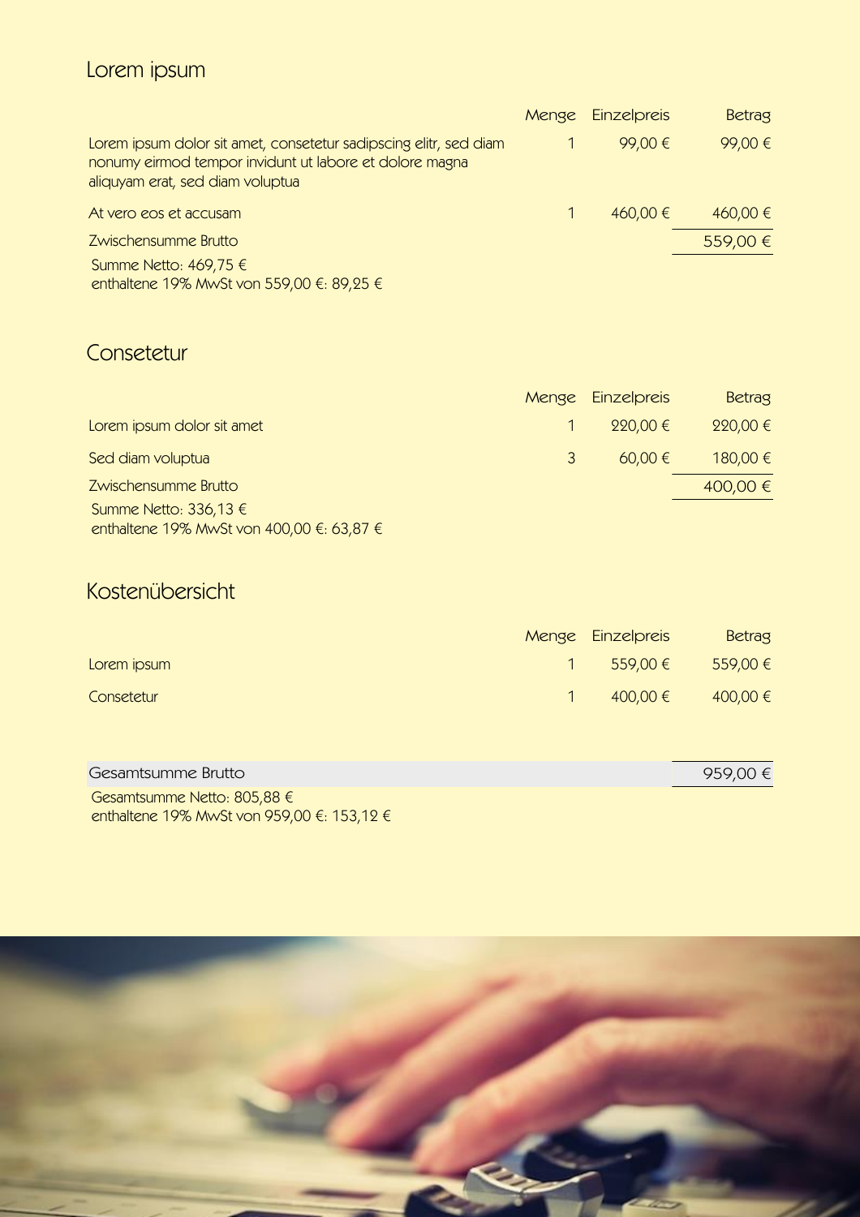## Lorem ipsum

| | Menge | Einzelpreis | Betrag |
|---|---|---|---|
| Lorem ipsum dolor sit amet, consetetur sadipscing elitr, sed diam nonumy eirmod tempor invidunt ut labore et dolore magna aliquyam erat, sed diam voluptua | 1 | 99,00 € | 99,00 € |
| At vero eos et accusam | 1 | 460,00 € | 460,00 € |
| Zwischensumme Brutto | | | 559,00 € |

Summe Netto: 469,75 €
enthaltene 19% MwSt von 559,00 €: 89,25 €

## Consetetur

| | Menge | Einzelpreis | Betrag |
|---|---|---|---|
| Lorem ipsum dolor sit amet | 1 | 220,00 € | 220,00 € |
| Sed diam voluptua | 3 | 60,00 € | 180,00 € |
| Zwischensumme Brutto | | | 400,00 € |

Summe Netto: 336,13 €
enthaltene 19% MwSt von 400,00 €: 63,87 €

## Kostenübersicht

| | Menge | Einzelpreis | Betrag |
|---|---|---|---|
| Lorem ipsum | 1 | 559,00 € | 559,00 € |
| Consetetur | 1 | 400,00 € | 400,00 € |

| Gesamtsumme Brutto | 959,00 € |
|---|---|

Gesamtsumme Netto: 805,88 €
enthaltene 19% MwSt von 959,00 €: 153,12 €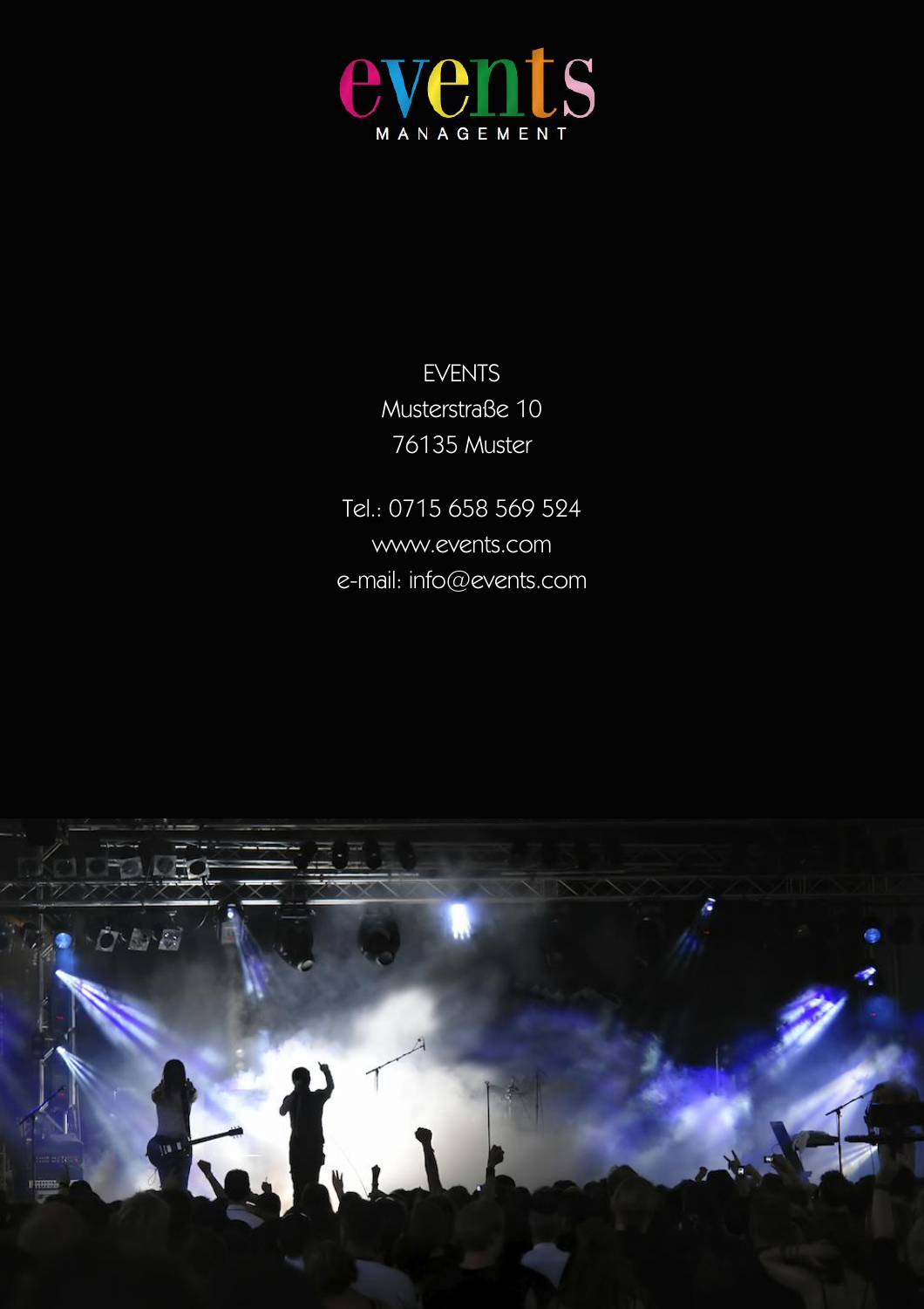events
MANAGEMENT

EVENTS
Musterstraße 10
76135 Muster

Tel.: 0715 658 569 524
www.events.com
e-mail: info@events.com